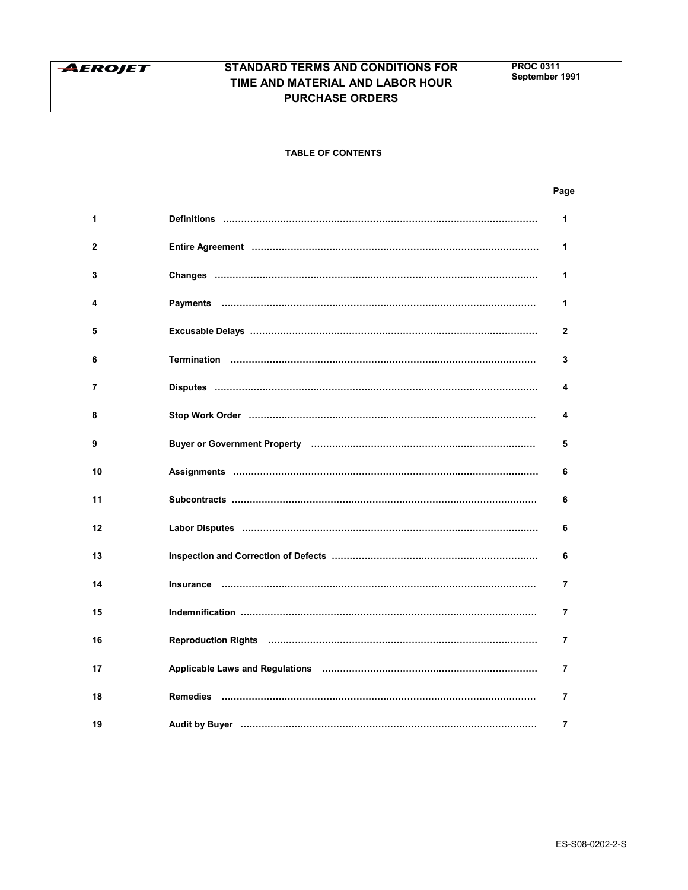AEROJET

# STANDARD TERMS AND CONDITIONS FOR TIME AND MATERIAL AND LABOR HOUR PURCHASE ORDERS

**PROC 0311**
**September 1991**

## TABLE OF CONTENTS

| | | Page |
|---|---|---|
| 1 | Definitions | 1 |
| 2 | Entire Agreement | 1 |
| 3 | Changes | 1 |
| 4 | Payments | 1 |
| 5 | Excusable Delays | 2 |
| 6 | Termination | 3 |
| 7 | Disputes | 4 |
| 8 | Stop Work Order | 4 |
| 9 | Buyer or Government Property | 5 |
| 10 | Assignments | 6 |
| 11 | Subcontracts | 6 |
| 12 | Labor Disputes | 6 |
| 13 | Inspection and Correction of Defects | 6 |
| 14 | Insurance | 7 |
| 15 | Indemnification | 7 |
| 16 | Reproduction Rights | 7 |
| 17 | Applicable Laws and Regulations | 7 |
| 18 | Remedies | 7 |
| 19 | Audit by Buyer | 7 |

ES-S08-0202-2-S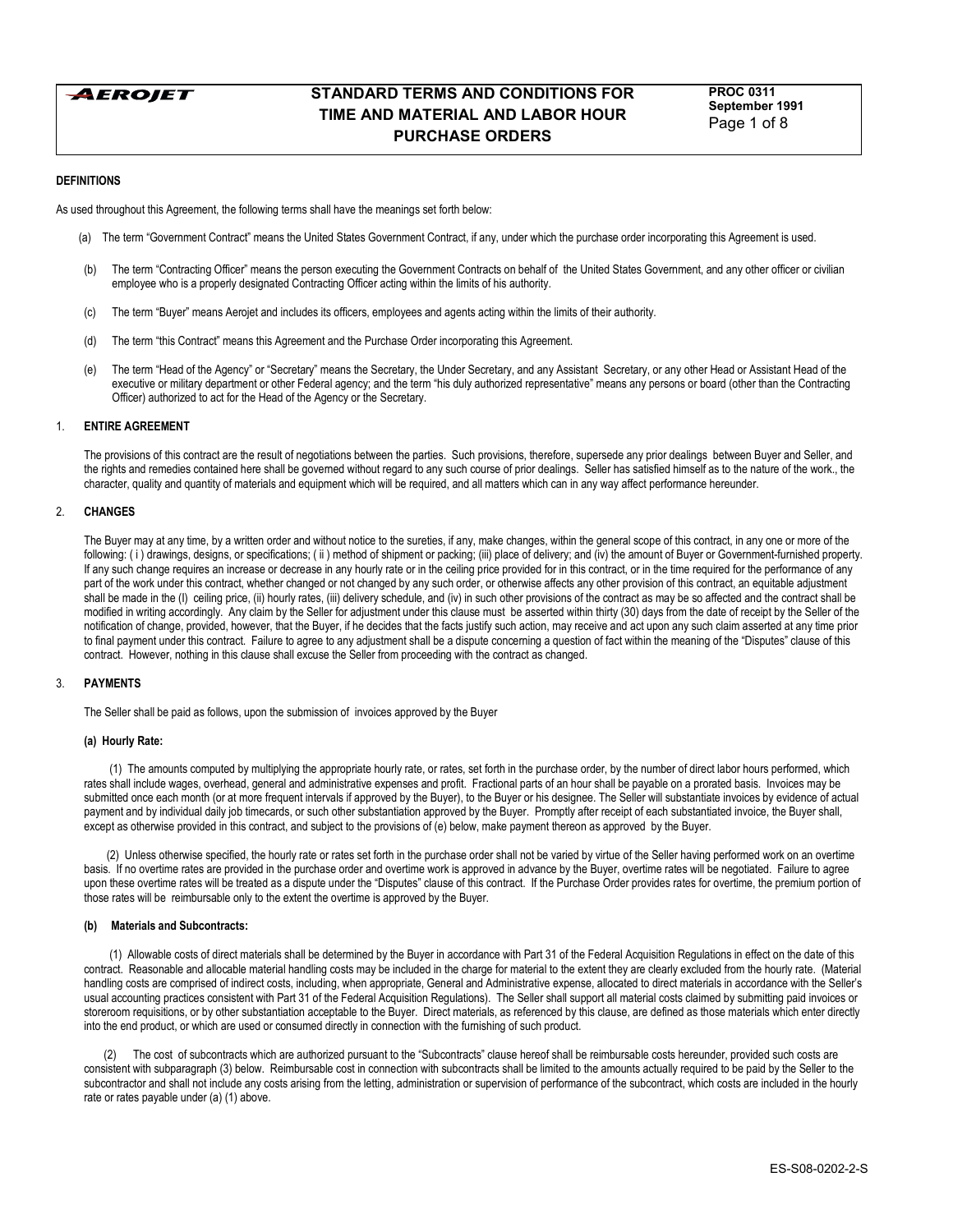# STANDARD TERMS AND CONDITIONS FOR TIME AND MATERIAL AND LABOR HOUR PURCHASE ORDERS

**DEFINITIONS**

As used throughout this Agreement, the following terms shall have the meanings set forth below:

(a) The term "Government Contract" means the United States Government Contract, if any, under which the purchase order incorporating this Agreement is used.

(b) The term "Contracting Officer" means the person executing the Government Contracts on behalf of the United States Government, and any other officer or civilian employee who is a properly designated Contracting Officer acting within the limits of his authority.

(c) The term "Buyer" means Aerojet and includes its officers, employees and agents acting within the limits of their authority.

(d) The term "this Contract" means this Agreement and the Purchase Order incorporating this Agreement.

(e) The term "Head of the Agency" or "Secretary" means the Secretary, the Under Secretary, and any Assistant Secretary, or any other Head or Assistant Head of the executive or military department or other Federal agency; and the term "his duly authorized representative" means any persons or board (other than the Contracting Officer) authorized to act for the Head of the Agency or the Secretary.

## 1. ENTIRE AGREEMENT

The provisions of this contract are the result of negotiations between the parties. Such provisions, therefore, supersede any prior dealings between Buyer and Seller, and the rights and remedies contained here shall be governed without regard to any such course of prior dealings. Seller has satisfied himself as to the nature of the work., the character, quality and quantity of materials and equipment which will be required, and all matters which can in any way affect performance hereunder.

## 2. CHANGES

The Buyer may at any time, by a written order and without notice to the sureties, if any, make changes, within the general scope of this contract, in any one or more of the following: ( i ) drawings, designs, or specifications; ( ii ) method of shipment or packing; (iii) place of delivery; and (iv) the amount of Buyer or Government-furnished property. If any such change requires an increase or decrease in any hourly rate or in the ceiling price provided for in this contract, or in the time required for the performance of any part of the work under this contract, whether changed or not changed by any such order, or otherwise affects any other provision of this contract, an equitable adjustment shall be made in the (I) ceiling price, (ii) hourly rates, (iii) delivery schedule, and (iv) in such other provisions of the contract as may be so affected and the contract shall be modified in writing accordingly. Any claim by the Seller for adjustment under this clause must be asserted within thirty (30) days from the date of receipt by the Seller of the notification of change, provided, however, that the Buyer, if he decides that the facts justify such action, may receive and act upon any such claim asserted at any time prior to final payment under this contract. Failure to agree to any adjustment shall be a dispute concerning a question of fact within the meaning of the "Disputes" clause of this contract. However, nothing in this clause shall excuse the Seller from proceeding with the contract as changed.

## 3. PAYMENTS

The Seller shall be paid as follows, upon the submission of invoices approved by the Buyer

**(a) Hourly Rate:**

(1) The amounts computed by multiplying the appropriate hourly rate, or rates, set forth in the purchase order, by the number of direct labor hours performed, which rates shall include wages, overhead, general and administrative expenses and profit. Fractional parts of an hour shall be payable on a prorated basis. Invoices may be submitted once each month (or at more frequent intervals if approved by the Buyer), to the Buyer or his designee. The Seller will substantiate invoices by evidence of actual payment and by individual daily job timecards, or such other substantiation approved by the Buyer. Promptly after receipt of each substantiated invoice, the Buyer shall, except as otherwise provided in this contract, and subject to the provisions of (e) below, make payment thereon as approved by the Buyer.

(2) Unless otherwise specified, the hourly rate or rates set forth in the purchase order shall not be varied by virtue of the Seller having performed work on an overtime basis. If no overtime rates are provided in the purchase order and overtime work is approved in advance by the Buyer, overtime rates will be negotiated. Failure to agree upon these overtime rates will be treated as a dispute under the "Disputes" clause of this contract. If the Purchase Order provides rates for overtime, the premium portion of those rates will be reimbursable only to the extent the overtime is approved by the Buyer.

**(b) Materials and Subcontracts:**

(1) Allowable costs of direct materials shall be determined by the Buyer in accordance with Part 31 of the Federal Acquisition Regulations in effect on the date of this contract. Reasonable and allocable material handling costs may be included in the charge for material to the extent they are clearly excluded from the hourly rate. (Material handling costs are comprised of indirect costs, including, when appropriate, General and Administrative expense, allocated to direct materials in accordance with the Seller's usual accounting practices consistent with Part 31 of the Federal Acquisition Regulations). The Seller shall support all material costs claimed by submitting paid invoices or storeroom requisitions, or by other substantiation acceptable to the Buyer. Direct materials, as referenced by this clause, are defined as those materials which enter directly into the end product, or which are used or consumed directly in connection with the furnishing of such product.

(2) The cost of subcontracts which are authorized pursuant to the "Subcontracts" clause hereof shall be reimbursable costs hereunder, provided such costs are consistent with subparagraph (3) below. Reimbursable cost in connection with subcontracts shall be limited to the amounts actually required to be paid by the Seller to the subcontractor and shall not include any costs arising from the letting, administration or supervision of performance of the subcontract, which costs are included in the hourly rate or rates payable under (a) (1) above.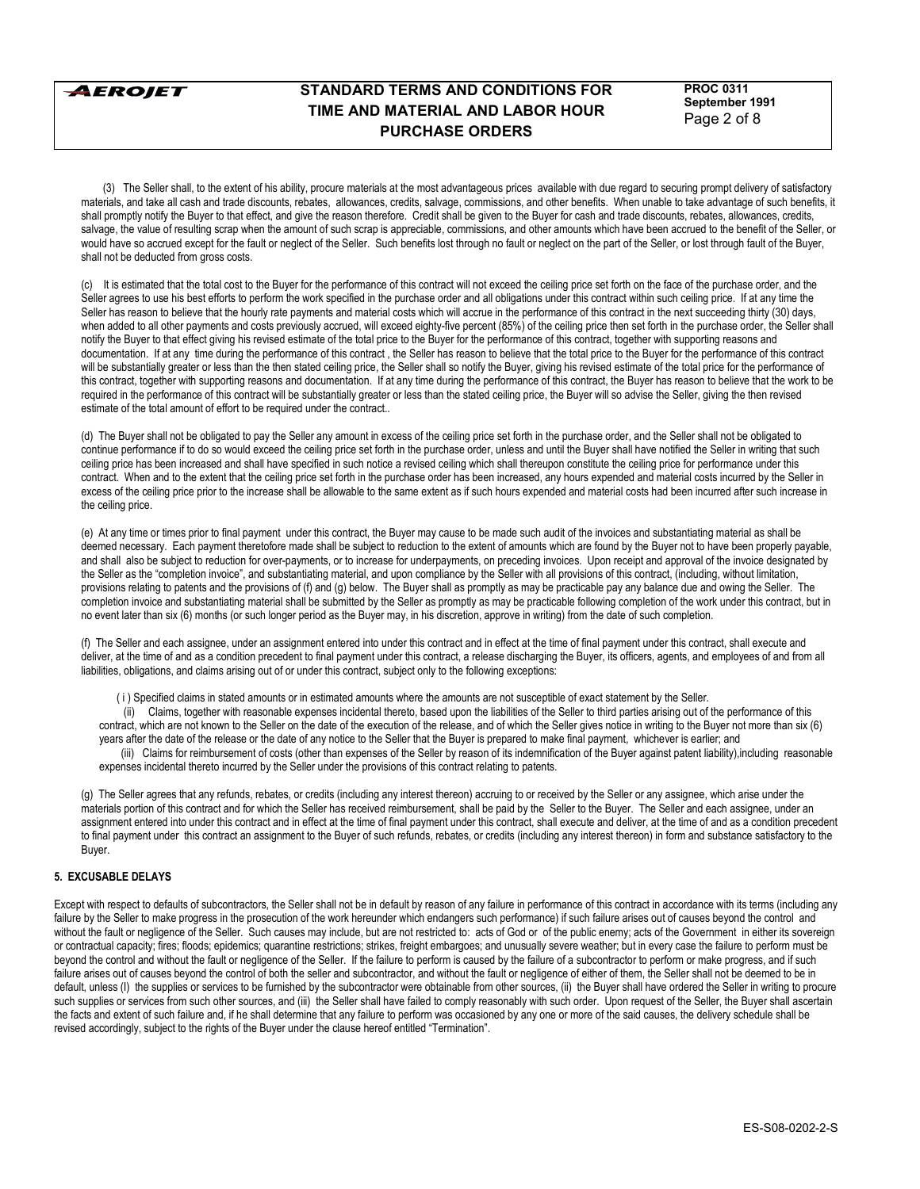(3) The Seller shall, to the extent of his ability, procure materials at the most advantageous prices available with due regard to securing prompt delivery of satisfactory materials, and take all cash and trade discounts, rebates, allowances, credits, salvage, commissions, and other benefits. When unable to take advantage of such benefits, it shall promptly notify the Buyer to that effect, and give the reason therefore. Credit shall be given to the Buyer for cash and trade discounts, rebates, allowances, credits, salvage, the value of resulting scrap when the amount of such scrap is appreciable, commissions, and other amounts which have been accrued to the benefit of the Seller, or would have so accrued except for the fault or neglect of the Seller. Such benefits lost through no fault or neglect on the part of the Seller, or lost through fault of the Buyer, shall not be deducted from gross costs.

(c) It is estimated that the total cost to the Buyer for the performance of this contract will not exceed the ceiling price set forth on the face of the purchase order, and the Seller agrees to use his best efforts to perform the work specified in the purchase order and all obligations under this contract within such ceiling price. If at any time the Seller has reason to believe that the hourly rate payments and material costs which will accrue in the performance of this contract in the next succeeding thirty (30) days, when added to all other payments and costs previously accrued, will exceed eighty-five percent (85%) of the ceiling price then set forth in the purchase order, the Seller shall notify the Buyer to that effect giving his revised estimate of the total price to the Buyer for the performance of this contract, together with supporting reasons and documentation. If at any time during the performance of this contract , the Seller has reason to believe that the total price to the Buyer for the performance of this contract will be substantially greater or less than the then stated ceiling price, the Seller shall so notify the Buyer, giving his revised estimate of the total price for the performance of this contract, together with supporting reasons and documentation. If at any time during the performance of this contract, the Buyer has reason to believe that the work to be required in the performance of this contract will be substantially greater or less than the stated ceiling price, the Buyer will so advise the Seller, giving the then revised estimate of the total amount of effort to be required under the contract..

(d) The Buyer shall not be obligated to pay the Seller any amount in excess of the ceiling price set forth in the purchase order, and the Seller shall not be obligated to continue performance if to do so would exceed the ceiling price set forth in the purchase order, unless and until the Buyer shall have notified the Seller in writing that such ceiling price has been increased and shall have specified in such notice a revised ceiling which shall thereupon constitute the ceiling price for performance under this contract. When and to the extent that the ceiling price set forth in the purchase order has been increased, any hours expended and material costs incurred by the Seller in excess of the ceiling price prior to the increase shall be allowable to the same extent as if such hours expended and material costs had been incurred after such increase in the ceiling price.

(e) At any time or times prior to final payment under this contract, the Buyer may cause to be made such audit of the invoices and substantiating material as shall be deemed necessary. Each payment theretofore made shall be subject to reduction to the extent of amounts which are found by the Buyer not to have been properly payable, and shall also be subject to reduction for over-payments, or to increase for underpayments, on preceding invoices. Upon receipt and approval of the invoice designated by the Seller as the "completion invoice", and substantiating material, and upon compliance by the Seller with all provisions of this contract, (including, without limitation, provisions relating to patents and the provisions of (f) and (g) below. The Buyer shall as promptly as may be practicable pay any balance due and owing the Seller. The completion invoice and substantiating material shall be submitted by the Seller as promptly as may be practicable following completion of the work under this contract, but in no event later than six (6) months (or such longer period as the Buyer may, in his discretion, approve in writing) from the date of such completion.

(f) The Seller and each assignee, under an assignment entered into under this contract and in effect at the time of final payment under this contract, shall execute and deliver, at the time of and as a condition precedent to final payment under this contract, a release discharging the Buyer, its officers, agents, and employees of and from all liabilities, obligations, and claims arising out of or under this contract, subject only to the following exceptions:

( i ) Specified claims in stated amounts or in estimated amounts where the amounts are not susceptible of exact statement by the Seller.

(ii) Claims, together with reasonable expenses incidental thereto, based upon the liabilities of the Seller to third parties arising out of the performance of this contract, which are not known to the Seller on the date of the execution of the release, and of which the Seller gives notice in writing to the Buyer not more than six (6) years after the date of the release or the date of any notice to the Seller that the Buyer is prepared to make final payment, whichever is earlier; and

(iii) Claims for reimbursement of costs (other than expenses of the Seller by reason of its indemnification of the Buyer against patent liability),including reasonable expenses incidental thereto incurred by the Seller under the provisions of this contract relating to patents.

(g) The Seller agrees that any refunds, rebates, or credits (including any interest thereon) accruing to or received by the Seller or any assignee, which arise under the materials portion of this contract and for which the Seller has received reimbursement, shall be paid by the Seller to the Buyer. The Seller and each assignee, under an assignment entered into under this contract and in effect at the time of final payment under this contract, shall execute and deliver, at the time of and as a condition precedent to final payment under this contract an assignment to the Buyer of such refunds, rebates, or credits (including any interest thereon) in form and substance satisfactory to the Buyer.

### 5. EXCUSABLE DELAYS

Except with respect to defaults of subcontractors, the Seller shall not be in default by reason of any failure in performance of this contract in accordance with its terms (including any failure by the Seller to make progress in the prosecution of the work hereunder which endangers such performance) if such failure arises out of causes beyond the control and without the fault or negligence of the Seller. Such causes may include, but are not restricted to: acts of God or of the public enemy; acts of the Government in either its sovereign or contractual capacity; fires; floods; epidemics; quarantine restrictions; strikes, freight embargoes; and unusually severe weather; but in every case the failure to perform must be beyond the control and without the fault or negligence of the Seller. If the failure to perform is caused by the failure of a subcontractor to perform or make progress, and if such failure arises out of causes beyond the control of both the seller and subcontractor, and without the fault or negligence of either of them, the Seller shall not be deemed to be in default, unless (I) the supplies or services to be furnished by the subcontractor were obtainable from other sources, (ii) the Buyer shall have ordered the Seller in writing to procure such supplies or services from such other sources, and (iii) the Seller shall have failed to comply reasonably with such order. Upon request of the Seller, the Buyer shall ascertain the facts and extent of such failure and, if he shall determine that any failure to perform was occasioned by any one or more of the said causes, the delivery schedule shall be revised accordingly, subject to the rights of the Buyer under the clause hereof entitled "Termination".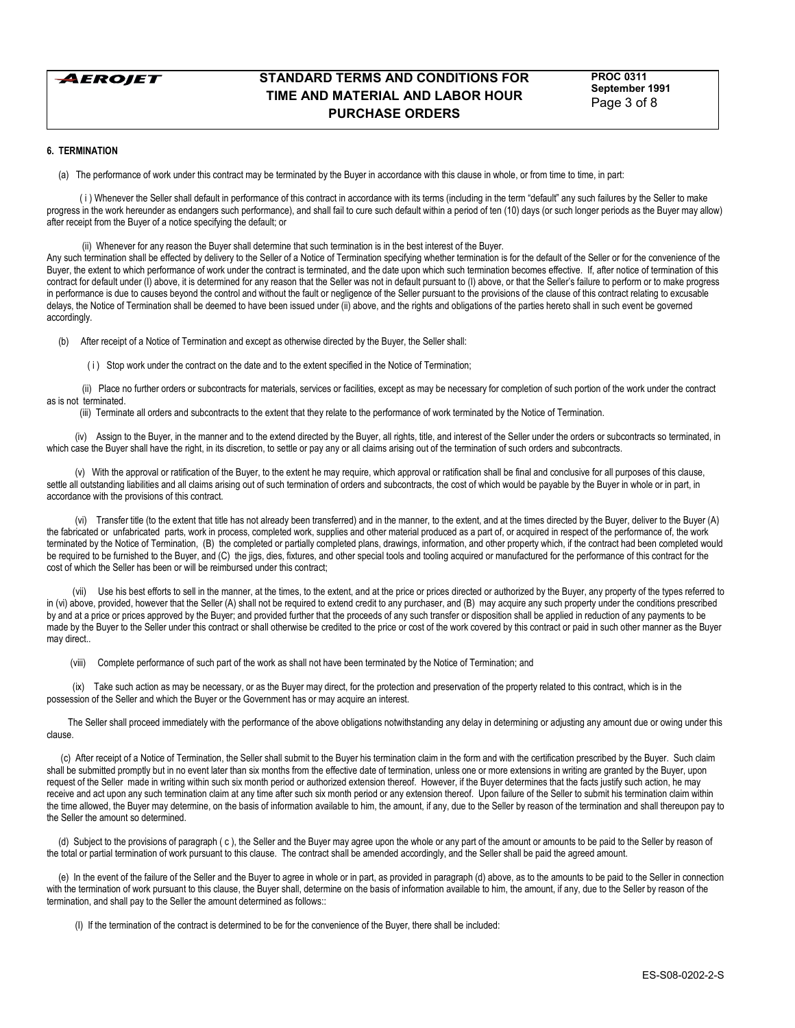## 6. TERMINATION

(a) The performance of work under this contract may be terminated by the Buyer in accordance with this clause in whole, or from time to time, in part:

( i ) Whenever the Seller shall default in performance of this contract in accordance with its terms (including in the term "default" any such failures by the Seller to make progress in the work hereunder as endangers such performance), and shall fail to cure such default within a period of ten (10) days (or such longer periods as the Buyer may allow) after receipt from the Buyer of a notice specifying the default; or

(ii) Whenever for any reason the Buyer shall determine that such termination is in the best interest of the Buyer.

Any such termination shall be effected by delivery to the Seller of a Notice of Termination specifying whether termination is for the default of the Seller or for the convenience of the Buyer, the extent to which performance of work under the contract is terminated, and the date upon which such termination becomes effective. If, after notice of termination of this contract for default under (I) above, it is determined for any reason that the Seller was not in default pursuant to (I) above, or that the Seller's failure to perform or to make progress in performance is due to causes beyond the control and without the fault or negligence of the Seller pursuant to the provisions of the clause of this contract relating to excusable delays, the Notice of Termination shall be deemed to have been issued under (ii) above, and the rights and obligations of the parties hereto shall in such event be governed accordingly.

(b) After receipt of a Notice of Termination and except as otherwise directed by the Buyer, the Seller shall:

( i ) Stop work under the contract on the date and to the extent specified in the Notice of Termination;

(ii) Place no further orders or subcontracts for materials, services or facilities, except as may be necessary for completion of such portion of the work under the contract as is not terminated.

(iii) Terminate all orders and subcontracts to the extent that they relate to the performance of work terminated by the Notice of Termination.

(iv) Assign to the Buyer, in the manner and to the extend directed by the Buyer, all rights, title, and interest of the Seller under the orders or subcontracts so terminated, in which case the Buyer shall have the right, in its discretion, to settle or pay any or all claims arising out of the termination of such orders and subcontracts.

(v) With the approval or ratification of the Buyer, to the extent he may require, which approval or ratification shall be final and conclusive for all purposes of this clause, settle all outstanding liabilities and all claims arising out of such termination of orders and subcontracts, the cost of which would be payable by the Buyer in whole or in part, in accordance with the provisions of this contract.

(vi) Transfer title (to the extent that title has not already been transferred) and in the manner, to the extent, and at the times directed by the Buyer, deliver to the Buyer (A) the fabricated or unfabricated parts, work in process, completed work, supplies and other material produced as a part of, or acquired in respect of the performance of, the work terminated by the Notice of Termination, (B) the completed or partially completed plans, drawings, information, and other property which, if the contract had been completed would be required to be furnished to the Buyer, and (C) the jigs, dies, fixtures, and other special tools and tooling acquired or manufactured for the performance of this contract for the cost of which the Seller has been or will be reimbursed under this contract;

(vii) Use his best efforts to sell in the manner, at the times, to the extent, and at the price or prices directed or authorized by the Buyer, any property of the types referred to in (vi) above, provided, however that the Seller (A) shall not be required to extend credit to any purchaser, and (B) may acquire any such property under the conditions prescribed by and at a price or prices approved by the Buyer; and provided further that the proceeds of any such transfer or disposition shall be applied in reduction of any payments to be made by the Buyer to the Seller under this contract or shall otherwise be credited to the price or cost of the work covered by this contract or paid in such other manner as the Buyer may direct..

(viii) Complete performance of such part of the work as shall not have been terminated by the Notice of Termination; and

(ix) Take such action as may be necessary, or as the Buyer may direct, for the protection and preservation of the property related to this contract, which is in the possession of the Seller and which the Buyer or the Government has or may acquire an interest.

The Seller shall proceed immediately with the performance of the above obligations notwithstanding any delay in determining or adjusting any amount due or owing under this clause.

(c) After receipt of a Notice of Termination, the Seller shall submit to the Buyer his termination claim in the form and with the certification prescribed by the Buyer. Such claim shall be submitted promptly but in no event later than six months from the effective date of termination, unless one or more extensions in writing are granted by the Buyer, upon request of the Seller made in writing within such six month period or authorized extension thereof. However, if the Buyer determines that the facts justify such action, he may receive and act upon any such termination claim at any time after such six month period or any extension thereof. Upon failure of the Seller to submit his termination claim within the time allowed, the Buyer may determine, on the basis of information available to him, the amount, if any, due to the Seller by reason of the termination and shall thereupon pay to the Seller the amount so determined.

(d) Subject to the provisions of paragraph ( c ), the Seller and the Buyer may agree upon the whole or any part of the amount or amounts to be paid to the Seller by reason of the total or partial termination of work pursuant to this clause. The contract shall be amended accordingly, and the Seller shall be paid the agreed amount.

(e) In the event of the failure of the Seller and the Buyer to agree in whole or in part, as provided in paragraph (d) above, as to the amounts to be paid to the Seller in connection with the termination of work pursuant to this clause, the Buyer shall, determine on the basis of information available to him, the amount, if any, due to the Seller by reason of the termination, and shall pay to the Seller the amount determined as follows::

(I) If the termination of the contract is determined to be for the convenience of the Buyer, there shall be included: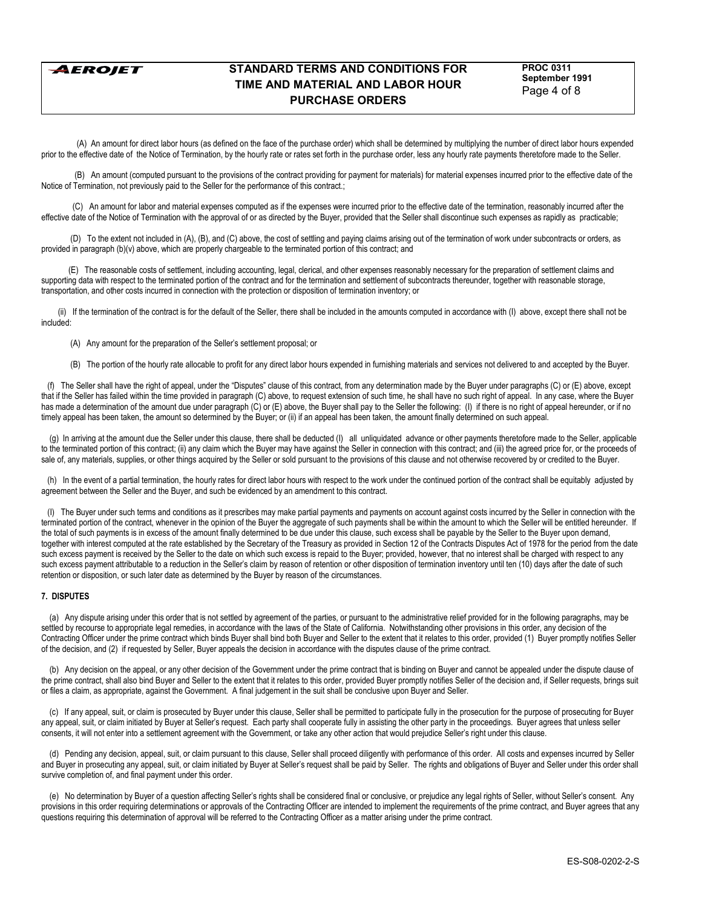(A) An amount for direct labor hours (as defined on the face of the purchase order) which shall be determined by multiplying the number of direct labor hours expended prior to the effective date of the Notice of Termination, by the hourly rate or rates set forth in the purchase order, less any hourly rate payments theretofore made to the Seller.

(B) An amount (computed pursuant to the provisions of the contract providing for payment for materials) for material expenses incurred prior to the effective date of the Notice of Termination, not previously paid to the Seller for the performance of this contract.;

(C) An amount for labor and material expenses computed as if the expenses were incurred prior to the effective date of the termination, reasonably incurred after the effective date of the Notice of Termination with the approval of or as directed by the Buyer, provided that the Seller shall discontinue such expenses as rapidly as practicable;

(D) To the extent not included in (A), (B), and (C) above, the cost of settling and paying claims arising out of the termination of work under subcontracts or orders, as provided in paragraph (b)(v) above, which are properly chargeable to the terminated portion of this contract; and

(E) The reasonable costs of settlement, including accounting, legal, clerical, and other expenses reasonably necessary for the preparation of settlement claims and supporting data with respect to the terminated portion of the contract and for the termination and settlement of subcontracts thereunder, together with reasonable storage, transportation, and other costs incurred in connection with the protection or disposition of termination inventory; or

(ii) If the termination of the contract is for the default of the Seller, there shall be included in the amounts computed in accordance with (I) above, except there shall not be included:

(A) Any amount for the preparation of the Seller's settlement proposal; or

(B) The portion of the hourly rate allocable to profit for any direct labor hours expended in furnishing materials and services not delivered to and accepted by the Buyer.

(f) The Seller shall have the right of appeal, under the "Disputes" clause of this contract, from any determination made by the Buyer under paragraphs (C) or (E) above, except that if the Seller has failed within the time provided in paragraph (C) above, to request extension of such time, he shall have no such right of appeal. In any case, where the Buyer has made a determination of the amount due under paragraph (C) or (E) above, the Buyer shall pay to the Seller the following: (I) if there is no right of appeal hereunder, or if no timely appeal has been taken, the amount so determined by the Buyer; or (ii) if an appeal has been taken, the amount finally determined on such appeal.

(g) In arriving at the amount due the Seller under this clause, there shall be deducted (I) all unliquidated advance or other payments theretofore made to the Seller, applicable to the terminated portion of this contract; (ii) any claim which the Buyer may have against the Seller in connection with this contract; and (iii) the agreed price for, or the proceeds of sale of, any materials, supplies, or other things acquired by the Seller or sold pursuant to the provisions of this clause and not otherwise recovered by or credited to the Buyer.

(h) In the event of a partial termination, the hourly rates for direct labor hours with respect to the work under the continued portion of the contract shall be equitably adjusted by agreement between the Seller and the Buyer, and such be evidenced by an amendment to this contract.

(I) The Buyer under such terms and conditions as it prescribes may make partial payments and payments on account against costs incurred by the Seller in connection with the terminated portion of the contract, whenever in the opinion of the Buyer the aggregate of such payments shall be within the amount to which the Seller will be entitled hereunder. If the total of such payments is in excess of the amount finally determined to be due under this clause, such excess shall be payable by the Seller to the Buyer upon demand, together with interest computed at the rate established by the Secretary of the Treasury as provided in Section 12 of the Contracts Disputes Act of 1978 for the period from the date such excess payment is received by the Seller to the date on which such excess is repaid to the Buyer; provided, however, that no interest shall be charged with respect to any such excess payment attributable to a reduction in the Seller's claim by reason of retention or other disposition of termination inventory until ten (10) days after the date of such retention or disposition, or such later date as determined by the Buyer by reason of the circumstances.

**7. DISPUTES**

(a) Any dispute arising under this order that is not settled by agreement of the parties, or pursuant to the administrative relief provided for in the following paragraphs, may be settled by recourse to appropriate legal remedies, in accordance with the laws of the State of California. Notwithstanding other provisions in this order, any decision of the Contracting Officer under the prime contract which binds Buyer shall bind both Buyer and Seller to the extent that it relates to this order, provided (1) Buyer promptly notifies Seller of the decision, and (2) if requested by Seller, Buyer appeals the decision in accordance with the disputes clause of the prime contract.

(b) Any decision on the appeal, or any other decision of the Government under the prime contract that is binding on Buyer and cannot be appealed under the dispute clause of the prime contract, shall also bind Buyer and Seller to the extent that it relates to this order, provided Buyer promptly notifies Seller of the decision and, if Seller requests, brings suit or files a claim, as appropriate, against the Government. A final judgement in the suit shall be conclusive upon Buyer and Seller.

(c) If any appeal, suit, or claim is prosecuted by Buyer under this clause, Seller shall be permitted to participate fully in the prosecution for the purpose of prosecuting for Buyer any appeal, suit, or claim initiated by Buyer at Seller's request. Each party shall cooperate fully in assisting the other party in the proceedings. Buyer agrees that unless seller consents, it will not enter into a settlement agreement with the Government, or take any other action that would prejudice Seller's right under this clause.

(d) Pending any decision, appeal, suit, or claim pursuant to this clause, Seller shall proceed diligently with performance of this order. All costs and expenses incurred by Seller and Buyer in prosecuting any appeal, suit, or claim initiated by Buyer at Seller's request shall be paid by Seller. The rights and obligations of Buyer and Seller under this order shall survive completion of, and final payment under this order.

(e) No determination by Buyer of a question affecting Seller's rights shall be considered final or conclusive, or prejudice any legal rights of Seller, without Seller's consent. Any provisions in this order requiring determinations or approvals of the Contracting Officer are intended to implement the requirements of the prime contract, and Buyer agrees that any questions requiring this determination of approval will be referred to the Contracting Officer as a matter arising under the prime contract.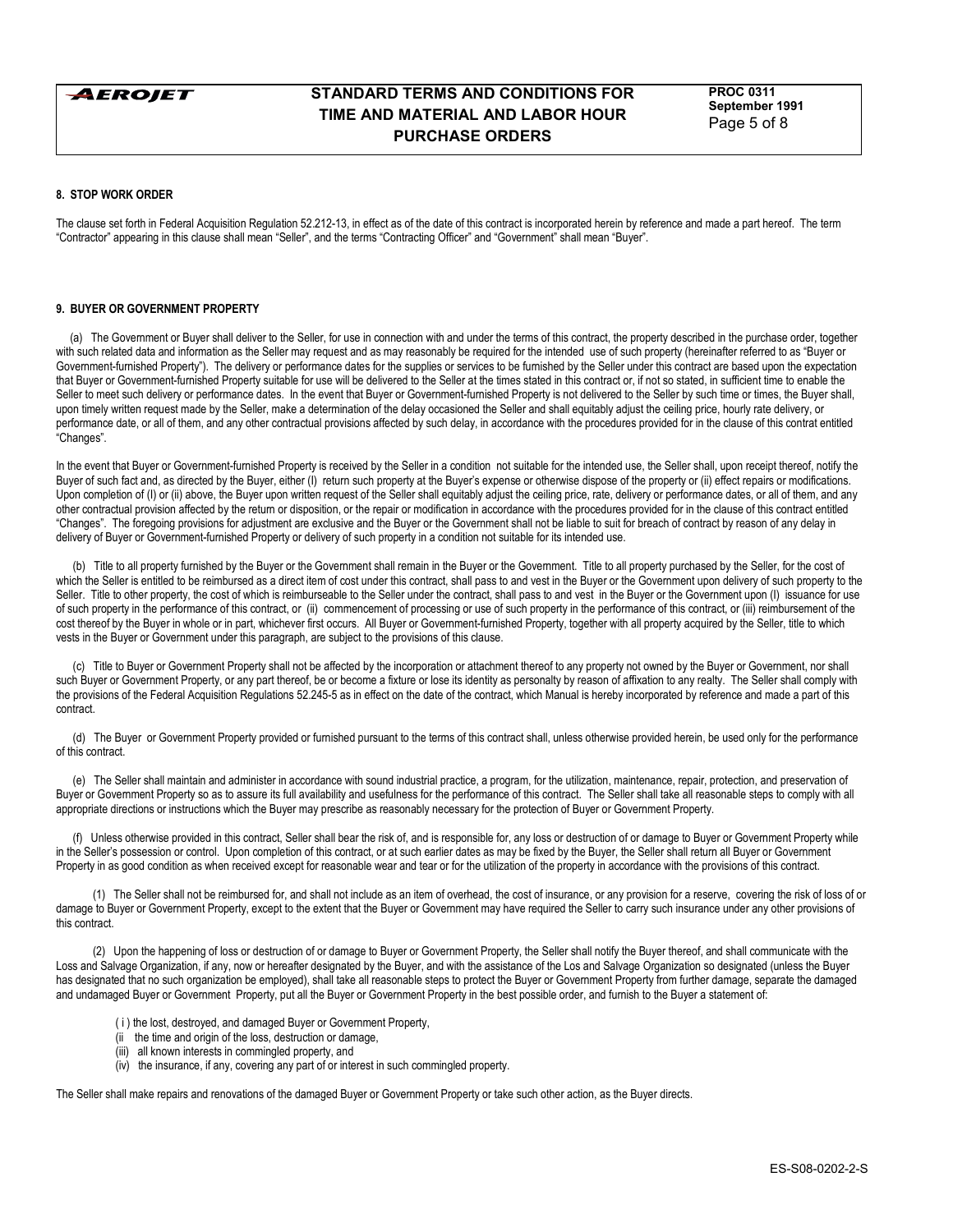#### 8. STOP WORK ORDER

The clause set forth in Federal Acquisition Regulation 52.212-13, in effect as of the date of this contract is incorporated herein by reference and made a part hereof. The term "Contractor" appearing in this clause shall mean "Seller", and the terms "Contracting Officer" and "Government" shall mean "Buyer".

#### 9. BUYER OR GOVERNMENT PROPERTY

(a) The Government or Buyer shall deliver to the Seller, for use in connection with and under the terms of this contract, the property described in the purchase order, together with such related data and information as the Seller may request and as may reasonably be required for the intended use of such property (hereinafter referred to as "Buyer or Government-furnished Property"). The delivery or performance dates for the supplies or services to be furnished by the Seller under this contract are based upon the expectation that Buyer or Government-furnished Property suitable for use will be delivered to the Seller at the times stated in this contract or, if not so stated, in sufficient time to enable the Seller to meet such delivery or performance dates. In the event that Buyer or Government-furnished Property is not delivered to the Seller by such time or times, the Buyer shall, upon timely written request made by the Seller, make a determination of the delay occasioned the Seller and shall equitably adjust the ceiling price, hourly rate delivery, or performance date, or all of them, and any other contractual provisions affected by such delay, in accordance with the procedures provided for in the clause of this contrat entitled "Changes".

In the event that Buyer or Government-furnished Property is received by the Seller in a condition not suitable for the intended use, the Seller shall, upon receipt thereof, notify the Buyer of such fact and, as directed by the Buyer, either (I) return such property at the Buyer's expense or otherwise dispose of the property or (ii) effect repairs or modifications. Upon completion of (I) or (ii) above, the Buyer upon written request of the Seller shall equitably adjust the ceiling price, rate, delivery or performance dates, or all of them, and any other contractual provision affected by the return or disposition, or the repair or modification in accordance with the procedures provided for in the clause of this contract entitled "Changes". The foregoing provisions for adjustment are exclusive and the Buyer or the Government shall not be liable to suit for breach of contract by reason of any delay in delivery of Buyer or Government-furnished Property or delivery of such property in a condition not suitable for its intended use.

(b) Title to all property furnished by the Buyer or the Government shall remain in the Buyer or the Government. Title to all property purchased by the Seller, for the cost of which the Seller is entitled to be reimbursed as a direct item of cost under this contract, shall pass to and vest in the Buyer or the Government upon delivery of such property to the Seller. Title to other property, the cost of which is reimburseable to the Seller under the contract, shall pass to and vest in the Buyer or the Government upon (I) issuance for use of such property in the performance of this contract, or (ii) commencement of processing or use of such property in the performance of this contract, or (iii) reimbursement of the cost thereof by the Buyer in whole or in part, whichever first occurs. All Buyer or Government-furnished Property, together with all property acquired by the Seller, title to which vests in the Buyer or Government under this paragraph, are subject to the provisions of this clause.

(c) Title to Buyer or Government Property shall not be affected by the incorporation or attachment thereof to any property not owned by the Buyer or Government, nor shall such Buyer or Government Property, or any part thereof, be or become a fixture or lose its identity as personalty by reason of affixation to any realty. The Seller shall comply with the provisions of the Federal Acquisition Regulations 52.245-5 as in effect on the date of the contract, which Manual is hereby incorporated by reference and made a part of this contract.

(d) The Buyer or Government Property provided or furnished pursuant to the terms of this contract shall, unless otherwise provided herein, be used only for the performance of this contract.

(e) The Seller shall maintain and administer in accordance with sound industrial practice, a program, for the utilization, maintenance, repair, protection, and preservation of Buyer or Government Property so as to assure its full availability and usefulness for the performance of this contract. The Seller shall take all reasonable steps to comply with all appropriate directions or instructions which the Buyer may prescribe as reasonably necessary for the protection of Buyer or Government Property.

(f) Unless otherwise provided in this contract, Seller shall bear the risk of, and is responsible for, any loss or destruction of or damage to Buyer or Government Property while in the Seller's possession or control. Upon completion of this contract, or at such earlier dates as may be fixed by the Buyer, the Seller shall return all Buyer or Government Property in as good condition as when received except for reasonable wear and tear or for the utilization of the property in accordance with the provisions of this contract.

(1) The Seller shall not be reimbursed for, and shall not include as an item of overhead, the cost of insurance, or any provision for a reserve, covering the risk of loss of or damage to Buyer or Government Property, except to the extent that the Buyer or Government may have required the Seller to carry such insurance under any other provisions of this contract.

(2) Upon the happening of loss or destruction of or damage to Buyer or Government Property, the Seller shall notify the Buyer thereof, and shall communicate with the Loss and Salvage Organization, if any, now or hereafter designated by the Buyer, and with the assistance of the Los and Salvage Organization so designated (unless the Buyer has designated that no such organization be employed), shall take all reasonable steps to protect the Buyer or Government Property from further damage, separate the damaged and undamaged Buyer or Government Property, put all the Buyer or Government Property in the best possible order, and furnish to the Buyer a statement of:

( i ) the lost, destroyed, and damaged Buyer or Government Property,
(ii the time and origin of the loss, destruction or damage,
(iii) all known interests in commingled property, and
(iv) the insurance, if any, covering any part of or interest in such commingled property.

The Seller shall make repairs and renovations of the damaged Buyer or Government Property or take such other action, as the Buyer directs.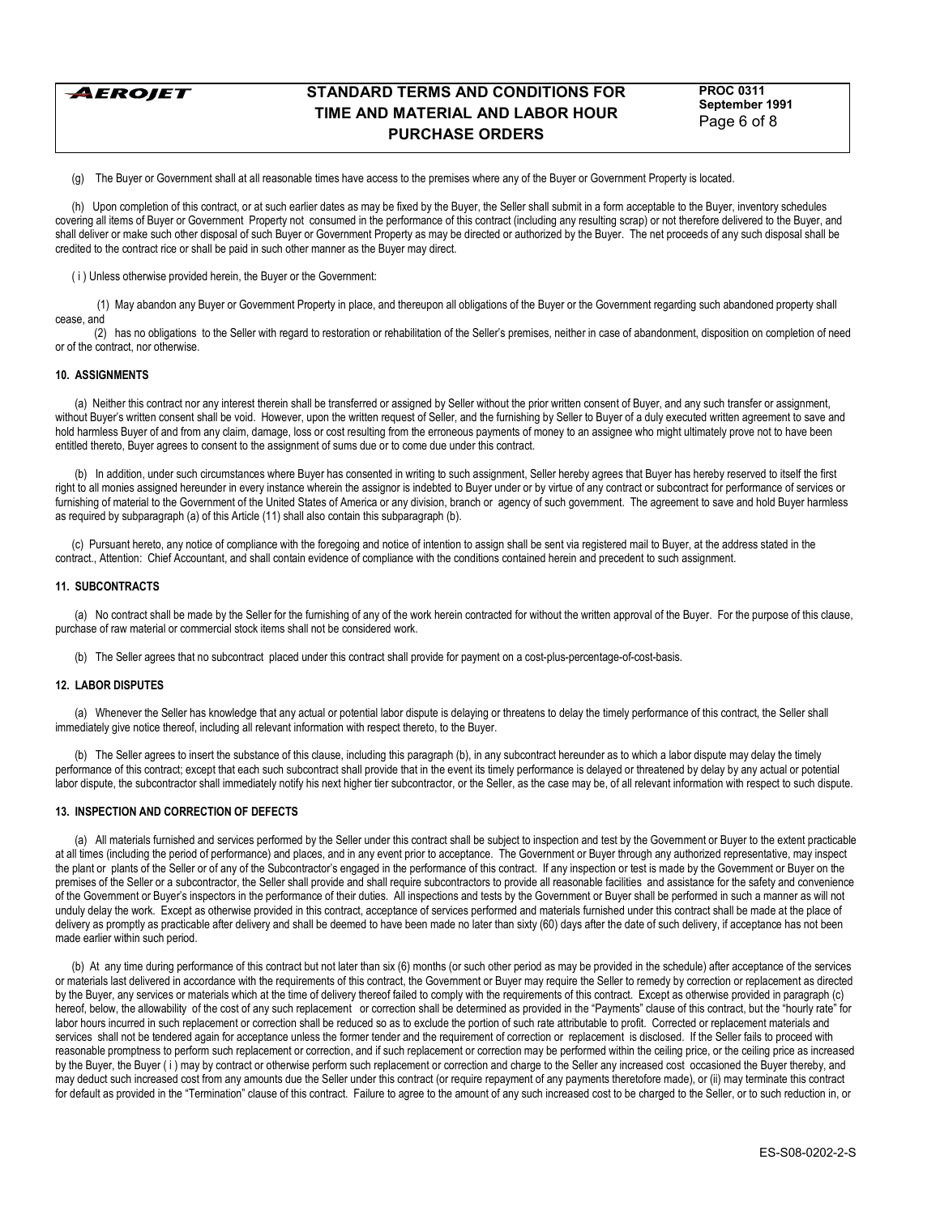(g) The Buyer or Government shall at all reasonable times have access to the premises where any of the Buyer or Government Property is located.

(h) Upon completion of this contract, or at such earlier dates as may be fixed by the Buyer, the Seller shall submit in a form acceptable to the Buyer, inventory schedules covering all items of Buyer or Government Property not consumed in the performance of this contract (including any resulting scrap) or not therefore delivered to the Buyer, and shall deliver or make such other disposal of such Buyer or Government Property as may be directed or authorized by the Buyer. The net proceeds of any such disposal shall be credited to the contract rice or shall be paid in such other manner as the Buyer may direct.

( i ) Unless otherwise provided herein, the Buyer or the Government:

(1) May abandon any Buyer or Government Property in place, and thereupon all obligations of the Buyer or the Government regarding such abandoned property shall cease, and

(2) has no obligations to the Seller with regard to restoration or rehabilitation of the Seller's premises, neither in case of abandonment, disposition on completion of need or of the contract, nor otherwise.

**10. ASSIGNMENTS**

(a) Neither this contract nor any interest therein shall be transferred or assigned by Seller without the prior written consent of Buyer, and any such transfer or assignment, without Buyer's written consent shall be void. However, upon the written request of Seller, and the furnishing by Seller to Buyer of a duly executed written agreement to save and hold harmless Buyer of and from any claim, damage, loss or cost resulting from the erroneous payments of money to an assignee who might ultimately prove not to have been entitled thereto, Buyer agrees to consent to the assignment of sums due or to come due under this contract.

(b) In addition, under such circumstances where Buyer has consented in writing to such assignment, Seller hereby agrees that Buyer has hereby reserved to itself the first right to all monies assigned hereunder in every instance wherein the assignor is indebted to Buyer under or by virtue of any contract or subcontract for performance of services or furnishing of material to the Government of the United States of America or any division, branch or agency of such government. The agreement to save and hold Buyer harmless as required by subparagraph (a) of this Article (11) shall also contain this subparagraph (b).

(c) Pursuant hereto, any notice of compliance with the foregoing and notice of intention to assign shall be sent via registered mail to Buyer, at the address stated in the contract., Attention: Chief Accountant, and shall contain evidence of compliance with the conditions contained herein and precedent to such assignment.

**11. SUBCONTRACTS**

(a) No contract shall be made by the Seller for the furnishing of any of the work herein contracted for without the written approval of the Buyer. For the purpose of this clause, purchase of raw material or commercial stock items shall not be considered work.

(b) The Seller agrees that no subcontract placed under this contract shall provide for payment on a cost-plus-percentage-of-cost-basis.

**12. LABOR DISPUTES**

(a) Whenever the Seller has knowledge that any actual or potential labor dispute is delaying or threatens to delay the timely performance of this contract, the Seller shall immediately give notice thereof, including all relevant information with respect thereto, to the Buyer.

(b) The Seller agrees to insert the substance of this clause, including this paragraph (b), in any subcontract hereunder as to which a labor dispute may delay the timely performance of this contract; except that each such subcontract shall provide that in the event its timely performance is delayed or threatened by delay by any actual or potential labor dispute, the subcontractor shall immediately notify his next higher tier subcontractor, or the Seller, as the case may be, of all relevant information with respect to such dispute.

**13. INSPECTION AND CORRECTION OF DEFECTS**

(a) All materials furnished and services performed by the Seller under this contract shall be subject to inspection and test by the Government or Buyer to the extent practicable at all times (including the period of performance) and places, and in any event prior to acceptance. The Government or Buyer through any authorized representative, may inspect the plant or plants of the Seller or of any of the Subcontractor's engaged in the performance of this contract. If any inspection or test is made by the Government or Buyer on the premises of the Seller or a subcontractor, the Seller shall provide and shall require subcontractors to provide all reasonable facilities and assistance for the safety and convenience of the Government or Buyer's inspectors in the performance of their duties. All inspections and tests by the Government or Buyer shall be performed in such a manner as will not unduly delay the work. Except as otherwise provided in this contract, acceptance of services performed and materials furnished under this contract shall be made at the place of delivery as promptly as practicable after delivery and shall be deemed to have been made no later than sixty (60) days after the date of such delivery, if acceptance has not been made earlier within such period.

(b) At any time during performance of this contract but not later than six (6) months (or such other period as may be provided in the schedule) after acceptance of the services or materials last delivered in accordance with the requirements of this contract, the Government or Buyer may require the Seller to remedy by correction or replacement as directed by the Buyer, any services or materials which at the time of delivery thereof failed to comply with the requirements of this contract. Except as otherwise provided in paragraph (c) hereof, below, the allowability of the cost of any such replacement or correction shall be determined as provided in the "Payments" clause of this contract, but the "hourly rate" for labor hours incurred in such replacement or correction shall be reduced so as to exclude the portion of such rate attributable to profit. Corrected or replacement materials and services shall not be tendered again for acceptance unless the former tender and the requirement of correction or replacement is disclosed. If the Seller fails to proceed with reasonable promptness to perform such replacement or correction, and if such replacement or correction may be performed within the ceiling price, or the ceiling price as increased by the Buyer, the Buyer ( i ) may by contract or otherwise perform such replacement or correction and charge to the Seller any increased cost occasioned the Buyer thereby, and may deduct such increased cost from any amounts due the Seller under this contract (or require repayment of any payments theretofore made), or (ii) may terminate this contract for default as provided in the "Termination" clause of this contract. Failure to agree to the amount of any such increased cost to be charged to the Seller, or to such reduction in, or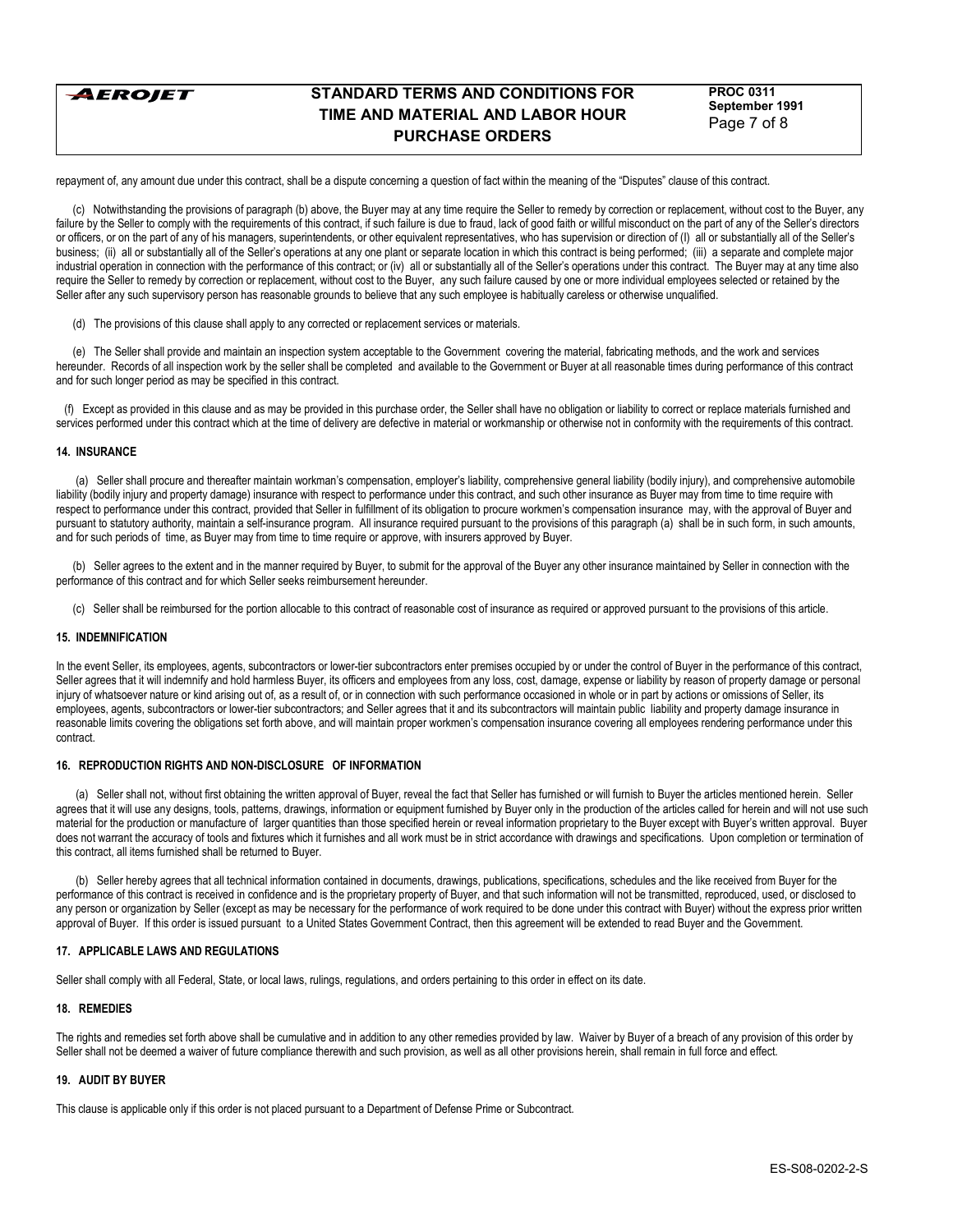repayment of, any amount due under this contract, shall be a dispute concerning a question of fact within the meaning of the "Disputes" clause of this contract.

(c) Notwithstanding the provisions of paragraph (b) above, the Buyer may at any time require the Seller to remedy by correction or replacement, without cost to the Buyer, any failure by the Seller to comply with the requirements of this contract, if such failure is due to fraud, lack of good faith or willful misconduct on the part of any of the Seller's directors or officers, or on the part of any of his managers, superintendents, or other equivalent representatives, who has supervision or direction of (I) all or substantially all of the Seller's business; (ii) all or substantially all of the Seller's operations at any one plant or separate location in which this contract is being performed; (iii) a separate and complete major industrial operation in connection with the performance of this contract; or (iv) all or substantially all of the Seller's operations under this contract. The Buyer may at any time also require the Seller to remedy by correction or replacement, without cost to the Buyer, any such failure caused by one or more individual employees selected or retained by the Seller after any such supervisory person has reasonable grounds to believe that any such employee is habitually careless or otherwise unqualified.

(d) The provisions of this clause shall apply to any corrected or replacement services or materials.

(e) The Seller shall provide and maintain an inspection system acceptable to the Government covering the material, fabricating methods, and the work and services hereunder. Records of all inspection work by the seller shall be completed and available to the Government or Buyer at all reasonable times during performance of this contract and for such longer period as may be specified in this contract.

(f) Except as provided in this clause and as may be provided in this purchase order, the Seller shall have no obligation or liability to correct or replace materials furnished and services performed under this contract which at the time of delivery are defective in material or workmanship or otherwise not in conformity with the requirements of this contract.

**14. INSURANCE**

(a) Seller shall procure and thereafter maintain workman's compensation, employer's liability, comprehensive general liability (bodily injury), and comprehensive automobile liability (bodily injury and property damage) insurance with respect to performance under this contract, and such other insurance as Buyer may from time to time require with respect to performance under this contract, provided that Seller in fulfillment of its obligation to procure workmen's compensation insurance may, with the approval of Buyer and pursuant to statutory authority, maintain a self-insurance program. All insurance required pursuant to the provisions of this paragraph (a) shall be in such form, in such amounts, and for such periods of time, as Buyer may from time to time require or approve, with insurers approved by Buyer.

(b) Seller agrees to the extent and in the manner required by Buyer, to submit for the approval of the Buyer any other insurance maintained by Seller in connection with the performance of this contract and for which Seller seeks reimbursement hereunder.

(c) Seller shall be reimbursed for the portion allocable to this contract of reasonable cost of insurance as required or approved pursuant to the provisions of this article.

**15. INDEMNIFICATION**

In the event Seller, its employees, agents, subcontractors or lower-tier subcontractors enter premises occupied by or under the control of Buyer in the performance of this contract, Seller agrees that it will indemnify and hold harmless Buyer, its officers and employees from any loss, cost, damage, expense or liability by reason of property damage or personal injury of whatsoever nature or kind arising out of, as a result of, or in connection with such performance occasioned in whole or in part by actions or omissions of Seller, its employees, agents, subcontractors or lower-tier subcontractors; and Seller agrees that it and its subcontractors will maintain public liability and property damage insurance in reasonable limits covering the obligations set forth above, and will maintain proper workmen's compensation insurance covering all employees rendering performance under this contract.

**16. REPRODUCTION RIGHTS AND NON-DISCLOSURE OF INFORMATION**

(a) Seller shall not, without first obtaining the written approval of Buyer, reveal the fact that Seller has furnished or will furnish to Buyer the articles mentioned herein. Seller agrees that it will use any designs, tools, patterns, drawings, information or equipment furnished by Buyer only in the production of the articles called for herein and will not use such material for the production or manufacture of larger quantities than those specified herein or reveal information proprietary to the Buyer except with Buyer's written approval. Buyer does not warrant the accuracy of tools and fixtures which it furnishes and all work must be in strict accordance with drawings and specifications. Upon completion or termination of this contract, all items furnished shall be returned to Buyer.

(b) Seller hereby agrees that all technical information contained in documents, drawings, publications, specifications, schedules and the like received from Buyer for the performance of this contract is received in confidence and is the proprietary property of Buyer, and that such information will not be transmitted, reproduced, used, or disclosed to any person or organization by Seller (except as may be necessary for the performance of work required to be done under this contract with Buyer) without the express prior written approval of Buyer. If this order is issued pursuant to a United States Government Contract, then this agreement will be extended to read Buyer and the Government.

**17. APPLICABLE LAWS AND REGULATIONS**

Seller shall comply with all Federal, State, or local laws, rulings, regulations, and orders pertaining to this order in effect on its date.

**18. REMEDIES**

The rights and remedies set forth above shall be cumulative and in addition to any other remedies provided by law. Waiver by Buyer of a breach of any provision of this order by Seller shall not be deemed a waiver of future compliance therewith and such provision, as well as all other provisions herein, shall remain in full force and effect.

**19. AUDIT BY BUYER**

This clause is applicable only if this order is not placed pursuant to a Department of Defense Prime or Subcontract.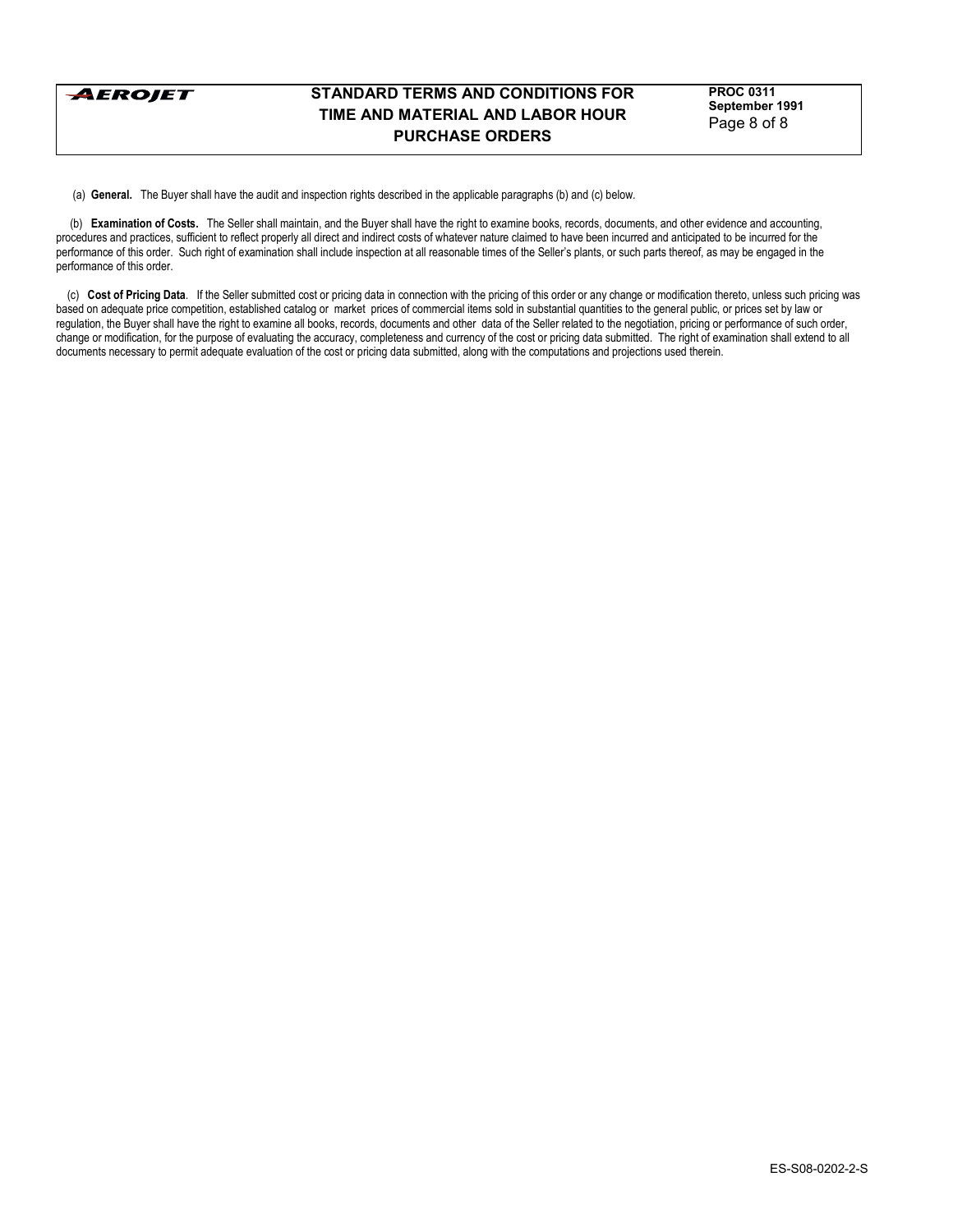(a) **General.** The Buyer shall have the audit and inspection rights described in the applicable paragraphs (b) and (c) below.

(b) **Examination of Costs.** The Seller shall maintain, and the Buyer shall have the right to examine books, records, documents, and other evidence and accounting, procedures and practices, sufficient to reflect properly all direct and indirect costs of whatever nature claimed to have been incurred and anticipated to be incurred for the performance of this order. Such right of examination shall include inspection at all reasonable times of the Seller's plants, or such parts thereof, as may be engaged in the performance of this order.

(c) **Cost of Pricing Data**. If the Seller submitted cost or pricing data in connection with the pricing of this order or any change or modification thereto, unless such pricing was based on adequate price competition, established catalog or market prices of commercial items sold in substantial quantities to the general public, or prices set by law or regulation, the Buyer shall have the right to examine all books, records, documents and other data of the Seller related to the negotiation, pricing or performance of such order, change or modification, for the purpose of evaluating the accuracy, completeness and currency of the cost or pricing data submitted. The right of examination shall extend to all documents necessary to permit adequate evaluation of the cost or pricing data submitted, along with the computations and projections used therein.